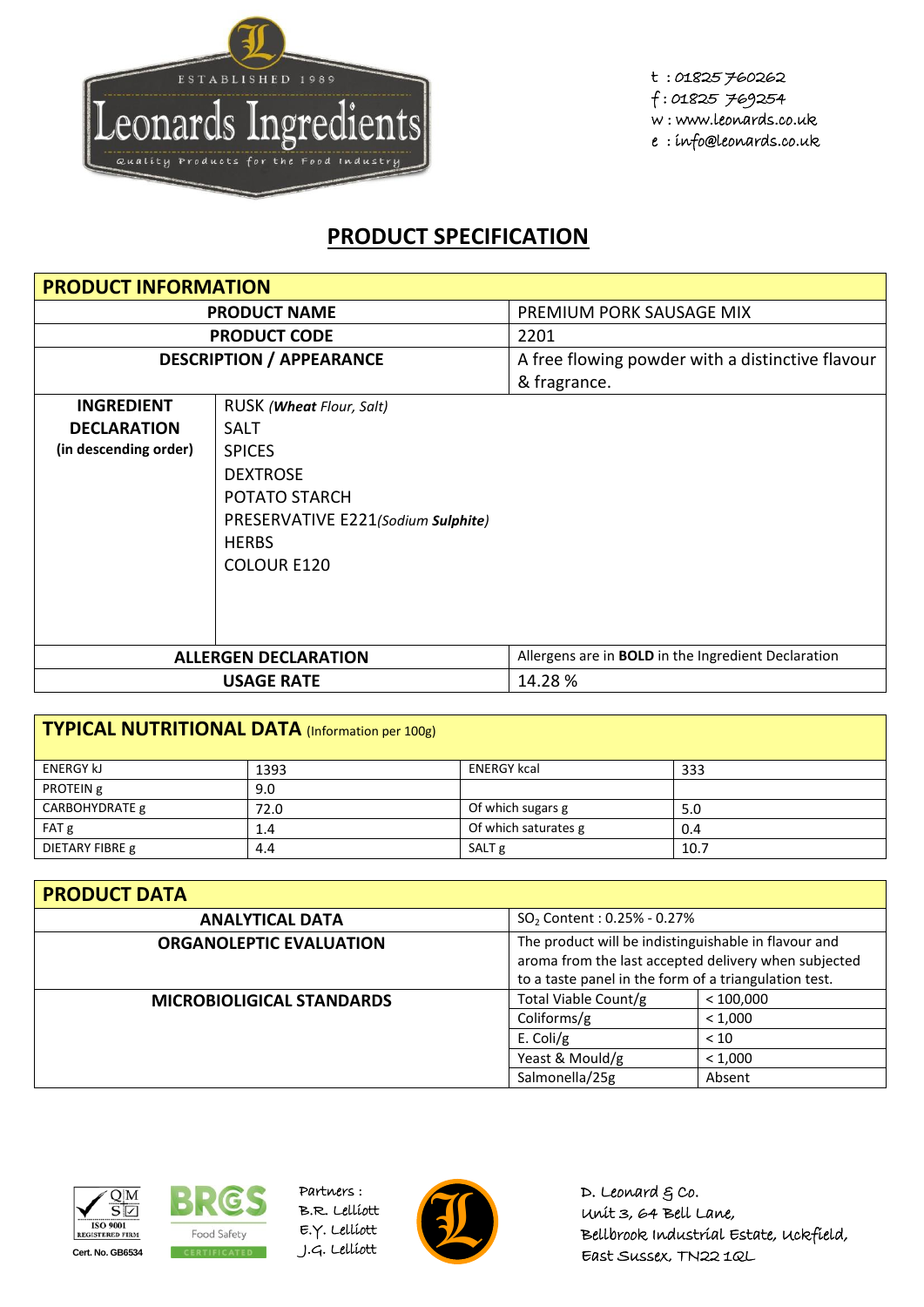Leonards Ingredients

ESTABLISHED 1989

Quality Products for the Food Industry

t : 01825 760262
f : 01825 769254
w : www.leonards.co.uk
e : info@leonards.co.uk

# PRODUCT SPECIFICATION

| PRODUCT INFORMATION | |
|---|---|
| **PRODUCT NAME** | PREMIUM PORK SAUSAGE MIX |
| **PRODUCT CODE** | 2201 |
| **DESCRIPTION / APPEARANCE** | A free flowing powder with a distinctive flavour & fragrance. |
| **INGREDIENT DECLARATION (in descending order)** | RUSK *(**Wheat** Flour, Salt)*<br>SALT<br>SPICES<br>DEXTROSE<br>POTATO STARCH<br>PRESERVATIVE E221*(Sodium **Sulphite**)*<br>HERBS<br>COLOUR E120 |
| **ALLERGEN DECLARATION** | Allergens are in **BOLD** in the Ingredient Declaration |
| **USAGE RATE** | 14.28 % |

| TYPICAL NUTRITIONAL DATA (Information per 100g) | | | |
|---|---|---|---|
| ENERGY kJ | 1393 | ENERGY kcal | 333 |
| PROTEIN g | 9.0 | | |
| CARBOHYDRATE g | 72.0 | Of which sugars g | 5.0 |
| FAT g | 1.4 | Of which saturates g | 0.4 |
| DIETARY FIBRE g | 4.4 | SALT g | 10.7 |

| PRODUCT DATA | | |
|---|---|---|
| **ANALYTICAL DATA** | $SO_2$ Content : 0.25% - 0.27% | |
| **ORGANOLEPTIC EVALUATION** | The product will be indistinguishable in flavour and aroma from the last accepted delivery when subjected to a taste panel in the form of a triangulation test. | |
| **MICROBIOLIGICAL STANDARDS** | Total Viable Count/g | < 100,000 |
| | Coliforms/g | < 1,000 |
| | E. Coli/g | < 10 |
| | Yeast & Mould/g | < 1,000 |
| | Salmonella/25g | Absent |

ISO 9001 REGISTERED FIRM
Cert. No. GB6534

BRCGS Food Safety CERTIFICATED

Partners :
B.R. Lelliott
E.Y. Lelliott
J.G. Lelliott

D. Leonard & Co.
Unit 3, 64 Bell Lane,
Bellbrook Industrial Estate, Uckfield,
East Sussex, TN22 1QL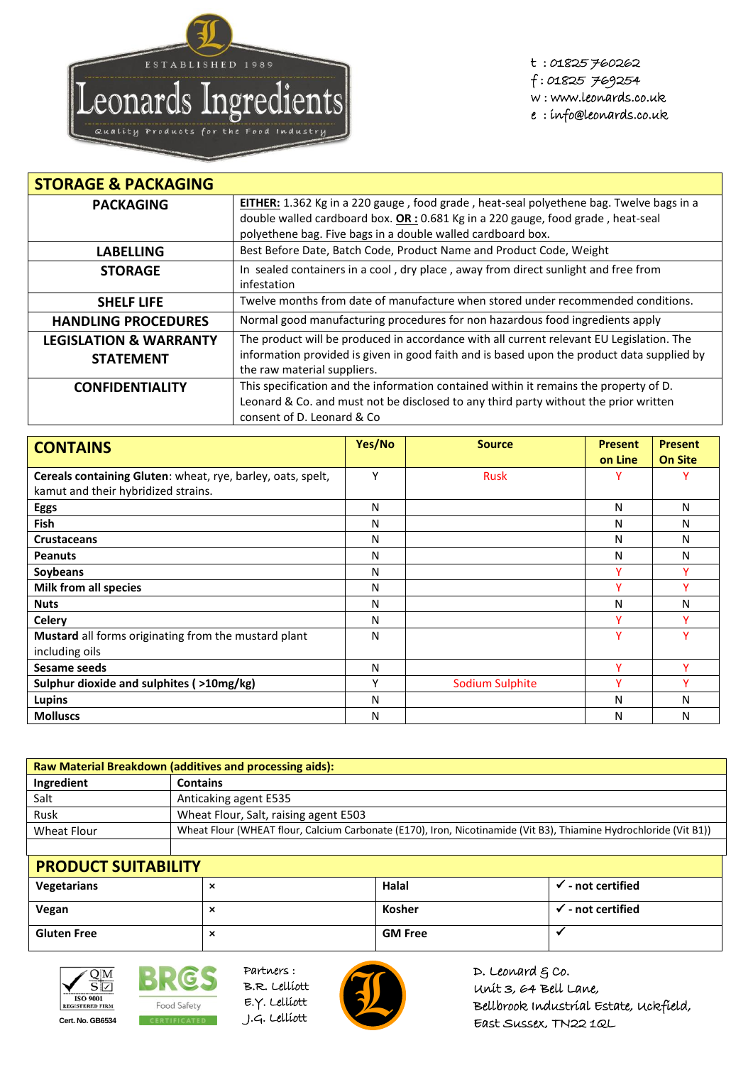ESTABLISHED 1989

Leonards Ingredients

Quality Products for the Food Industry

t : 01825 760262
f : 01825 769254
w : www.leonards.co.uk
e : info@leonards.co.uk

| STORAGE & PACKAGING | |
|---|---|
| **PACKAGING** | **EITHER:** 1.362 Kg in a 220 gauge , food grade , heat-seal polyethene bag. Twelve bags in a double walled cardboard box. **OR :** 0.681 Kg in a 220 gauge, food grade , heat-seal polyethene bag. Five bags in a double walled cardboard box. |
| **LABELLING** | Best Before Date, Batch Code, Product Name and Product Code, Weight |
| **STORAGE** | In sealed containers in a cool , dry place , away from direct sunlight and free from infestation |
| **SHELF LIFE** | Twelve months from date of manufacture when stored under recommended conditions. |
| **HANDLING PROCEDURES** | Normal good manufacturing procedures for non hazardous food ingredients apply |
| **LEGISLATION & WARRANTY STATEMENT** | The product will be produced in accordance with all current relevant EU Legislation. The information provided is given in good faith and is based upon the product data supplied by the raw material suppliers. |
| **CONFIDENTIALITY** | This specification and the information contained within it remains the property of D. Leonard & Co. and must not be disclosed to any third party without the prior written consent of D. Leonard & Co |

| CONTAINS | Yes/No | Source | Present on Line | Present On Site |
|---|---|---|---|---|
| **Cereals containing Gluten**: wheat, rye, barley, oats, spelt, kamut and their hybridized strains. | Y | Rusk | Y | Y |
| **Eggs** | N | | N | N |
| **Fish** | N | | N | N |
| **Crustaceans** | N | | N | N |
| **Peanuts** | N | | N | N |
| **Soybeans** | N | | Y | Y |
| **Milk from all species** | N | | Y | Y |
| **Nuts** | N | | N | N |
| **Celery** | N | | Y | Y |
| **Mustard** all forms originating from the mustard plant including oils | N | | Y | Y |
| **Sesame seeds** | N | | Y | Y |
| **Sulphur dioxide and sulphites ( >10mg/kg)** | Y | Sodium Sulphite | Y | Y |
| **Lupins** | N | | N | N |
| **Molluscs** | N | | N | N |

| Raw Material Breakdown (additives and processing aids): | |
|---|---|
| **Ingredient** | **Contains** |
| Salt | Anticaking agent E535 |
| Rusk | Wheat Flour, Salt, raising agent E503 |
| Wheat Flour | Wheat Flour (WHEAT flour, Calcium Carbonate (E170), Iron, Nicotinamide (Vit B3), Thiamine Hydrochloride (Vit B1)) |
| | |

| PRODUCT SUITABILITY | | | |
|---|---|---|---|
| **Vegetarians** | × | **Halal** | ✓ - not certified |
| **Vegan** | × | **Kosher** | ✓ - not certified |
| **Gluten Free** | × | **GM Free** | ✓ |

ISO 9001 REGISTERED FIRM Cert. No. GB6534

BRCGS Food Safety CERTIFICATED

Partners :
B.R. Lelliott
E.Y. Lelliott
J.G. Lelliott

D. Leonard & Co.
Unit 3, 64 Bell Lane,
Bellbrook Industrial Estate, Uckfield,
East Sussex, TN22 1QL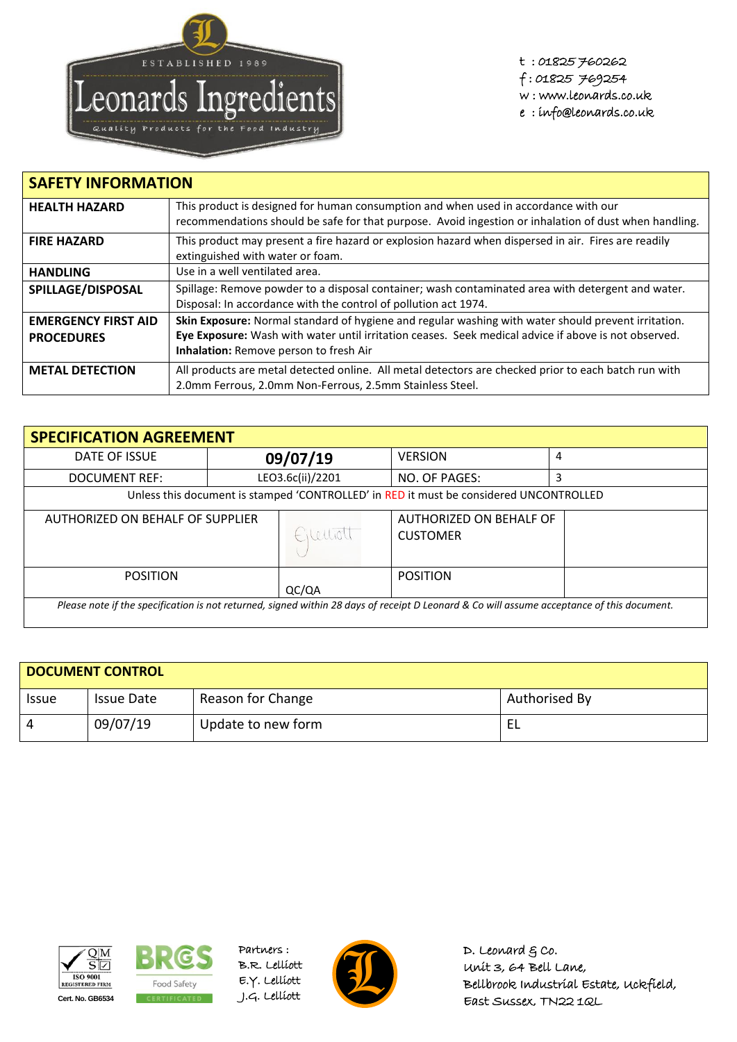Leonards Ingredients
ESTABLISHED 1989
Quality Products for the Food Industry

t : 01825 760262
f : 01825 769254
w : www.leonards.co.uk
e : info@leonards.co.uk

## SAFETY INFORMATION

| | |
|---|---|
| **HEALTH HAZARD** | This product is designed for human consumption and when used in accordance with our recommendations should be safe for that purpose. Avoid ingestion or inhalation of dust when handling. |
| **FIRE HAZARD** | This product may present a fire hazard or explosion hazard when dispersed in air. Fires are readily extinguished with water or foam. |
| **HANDLING** | Use in a well ventilated area. |
| **SPILLAGE/DISPOSAL** | Spillage: Remove powder to a disposal container; wash contaminated area with detergent and water. Disposal: In accordance with the control of pollution act 1974. |
| **EMERGENCY FIRST AID PROCEDURES** | **Skin Exposure:** Normal standard of hygiene and regular washing with water should prevent irritation. **Eye Exposure:** Wash with water until irritation ceases. Seek medical advice if above is not observed. **Inhalation:** Remove person to fresh Air |
| **METAL DETECTION** | All products are metal detected online. All metal detectors are checked prior to each batch run with 2.0mm Ferrous, 2.0mm Non-Ferrous, 2.5mm Stainless Steel. |

## SPECIFICATION AGREEMENT

| | | | |
|---|---|---|---|
| DATE OF ISSUE | **09/07/19** | VERSION | 4 |
| DOCUMENT REF: | LEO3.6c(ii)/2201 | NO. OF PAGES: | 3 |

Unless this document is stamped 'CONTROLLED' in RED it must be considered UNCONTROLLED

| | | | |
|---|---|---|---|
| AUTHORIZED ON BEHALF OF SUPPLIER | E Lelliott | AUTHORIZED ON BEHALF OF CUSTOMER | |
| POSITION | QC/QA | POSITION | |

*Please note if the specification is not returned, signed within 28 days of receipt D Leonard & Co will assume acceptance of this document.*

## DOCUMENT CONTROL

| Issue | Issue Date | Reason for Change | Authorised By |
|---|---|---|---|
| 4 | 09/07/19 | Update to new form | EL |

ISO 9001 REGISTERED FIRM Cert. No. GB6534
BRCGS Food Safety CERTIFICATED

Partners :
B.R. Lelliott
E.Y. Lelliott
J.G. Lelliott

D. Leonard & Co.
Unit 3, 64 Bell Lane,
Bellbrook Industrial Estate, Uckfield,
East Sussex, TN22 1QL